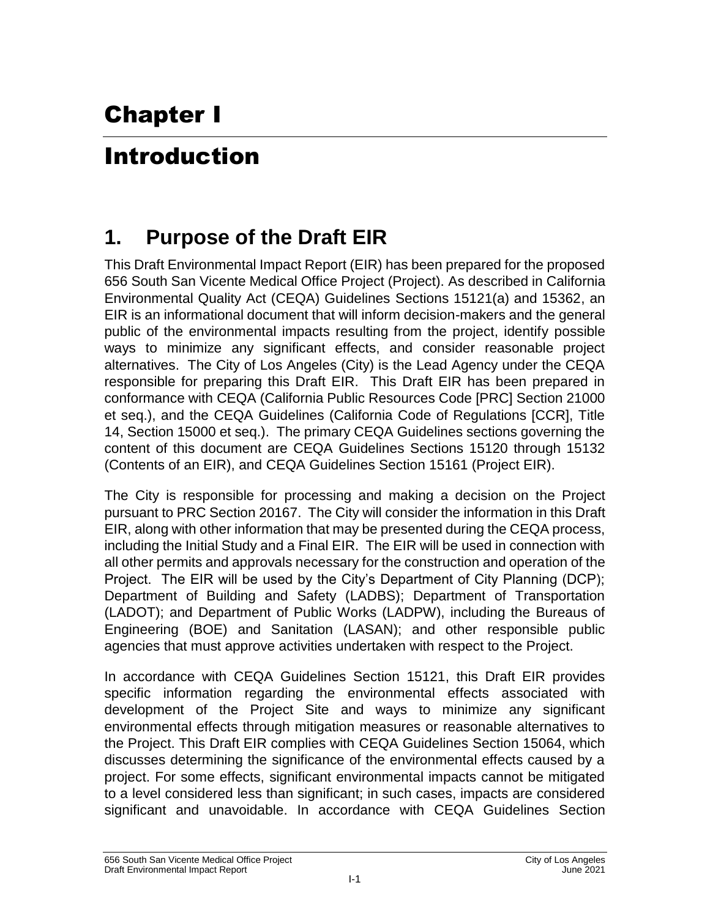# Chapter I

# Introduction

## 1. Purpose of the Draft EIR

This Draft Environmental Impact Report (EIR) has been prepared for the proposed 656 South San Vicente Medical Office Project (Project). As described in California Environmental Quality Act (CEQA) Guidelines Sections 15121(a) and 15362, an EIR is an informational document that will inform decision-makers and the general public of the environmental impacts resulting from the project, identify possible ways to minimize any significant effects, and consider reasonable project alternatives. The City of Los Angeles (City) is the Lead Agency under the CEQA responsible for preparing this Draft EIR. This Draft EIR has been prepared in conformance with CEQA (California Public Resources Code [PRC] Section 21000 et seq.), and the CEQA Guidelines (California Code of Regulations [CCR], Title 14, Section 15000 et seq.). The primary CEQA Guidelines sections governing the content of this document are CEQA Guidelines Sections 15120 through 15132 (Contents of an EIR), and CEQA Guidelines Section 15161 (Project EIR).

The City is responsible for processing and making a decision on the Project pursuant to PRC Section 20167. The City will consider the information in this Draft EIR, along with other information that may be presented during the CEQA process, including the Initial Study and a Final EIR. The EIR will be used in connection with all other permits and approvals necessary for the construction and operation of the Project. The EIR will be used by the City's Department of City Planning (DCP); Department of Building and Safety (LADBS); Department of Transportation (LADOT); and Department of Public Works (LADPW), including the Bureaus of Engineering (BOE) and Sanitation (LASAN); and other responsible public agencies that must approve activities undertaken with respect to the Project.

In accordance with CEQA Guidelines Section 15121, this Draft EIR provides specific information regarding the environmental effects associated with development of the Project Site and ways to minimize any significant environmental effects through mitigation measures or reasonable alternatives to the Project. This Draft EIR complies with CEQA Guidelines Section 15064, which discusses determining the significance of the environmental effects caused by a project. For some effects, significant environmental impacts cannot be mitigated to a level considered less than significant; in such cases, impacts are considered significant and unavoidable. In accordance with CEQA Guidelines Section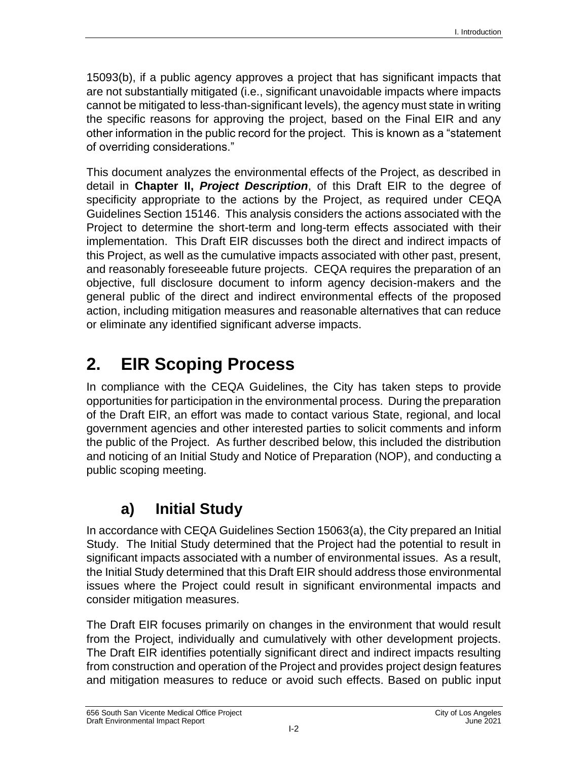15093(b), if a public agency approves a project that has significant impacts that are not substantially mitigated (i.e., significant unavoidable impacts where impacts cannot be mitigated to less-than-significant levels), the agency must state in writing the specific reasons for approving the project, based on the Final EIR and any other information in the public record for the project. This is known as a "statement of overriding considerations."

This document analyzes the environmental effects of the Project, as described in detail in **Chapter II, *Project Description***, of this Draft EIR to the degree of specificity appropriate to the actions by the Project, as required under CEQA Guidelines Section 15146. This analysis considers the actions associated with the Project to determine the short-term and long-term effects associated with their implementation. This Draft EIR discusses both the direct and indirect impacts of this Project, as well as the cumulative impacts associated with other past, present, and reasonably foreseeable future projects. CEQA requires the preparation of an objective, full disclosure document to inform agency decision-makers and the general public of the direct and indirect environmental effects of the proposed action, including mitigation measures and reasonable alternatives that can reduce or eliminate any identified significant adverse impacts.

# 2. EIR Scoping Process

In compliance with the CEQA Guidelines, the City has taken steps to provide opportunities for participation in the environmental process. During the preparation of the Draft EIR, an effort was made to contact various State, regional, and local government agencies and other interested parties to solicit comments and inform the public of the Project. As further described below, this included the distribution and noticing of an Initial Study and Notice of Preparation (NOP), and conducting a public scoping meeting.

## a) Initial Study

In accordance with CEQA Guidelines Section 15063(a), the City prepared an Initial Study. The Initial Study determined that the Project had the potential to result in significant impacts associated with a number of environmental issues. As a result, the Initial Study determined that this Draft EIR should address those environmental issues where the Project could result in significant environmental impacts and consider mitigation measures.

The Draft EIR focuses primarily on changes in the environment that would result from the Project, individually and cumulatively with other development projects. The Draft EIR identifies potentially significant direct and indirect impacts resulting from construction and operation of the Project and provides project design features and mitigation measures to reduce or avoid such effects. Based on public input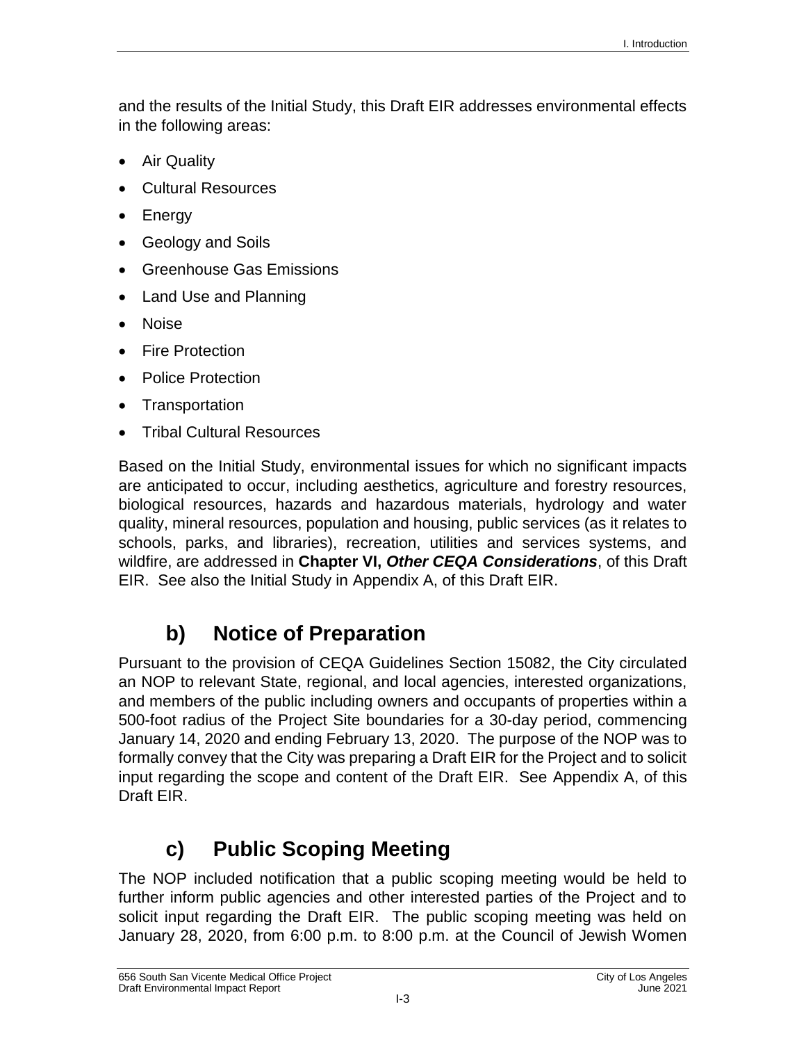and the results of the Initial Study, this Draft EIR addresses environmental effects in the following areas:

- Air Quality
- Cultural Resources
- Energy
- Geology and Soils
- Greenhouse Gas Emissions
- Land Use and Planning
- Noise
- Fire Protection
- Police Protection
- Transportation
- Tribal Cultural Resources

Based on the Initial Study, environmental issues for which no significant impacts are anticipated to occur, including aesthetics, agriculture and forestry resources, biological resources, hazards and hazardous materials, hydrology and water quality, mineral resources, population and housing, public services (as it relates to schools, parks, and libraries), recreation, utilities and services systems, and wildfire, are addressed in **Chapter VI, *Other CEQA Considerations***, of this Draft EIR. See also the Initial Study in Appendix A, of this Draft EIR.

## b) Notice of Preparation

Pursuant to the provision of CEQA Guidelines Section 15082, the City circulated an NOP to relevant State, regional, and local agencies, interested organizations, and members of the public including owners and occupants of properties within a 500-foot radius of the Project Site boundaries for a 30-day period, commencing January 14, 2020 and ending February 13, 2020. The purpose of the NOP was to formally convey that the City was preparing a Draft EIR for the Project and to solicit input regarding the scope and content of the Draft EIR. See Appendix A, of this Draft EIR.

## c) Public Scoping Meeting

The NOP included notification that a public scoping meeting would be held to further inform public agencies and other interested parties of the Project and to solicit input regarding the Draft EIR. The public scoping meeting was held on January 28, 2020, from 6:00 p.m. to 8:00 p.m. at the Council of Jewish Women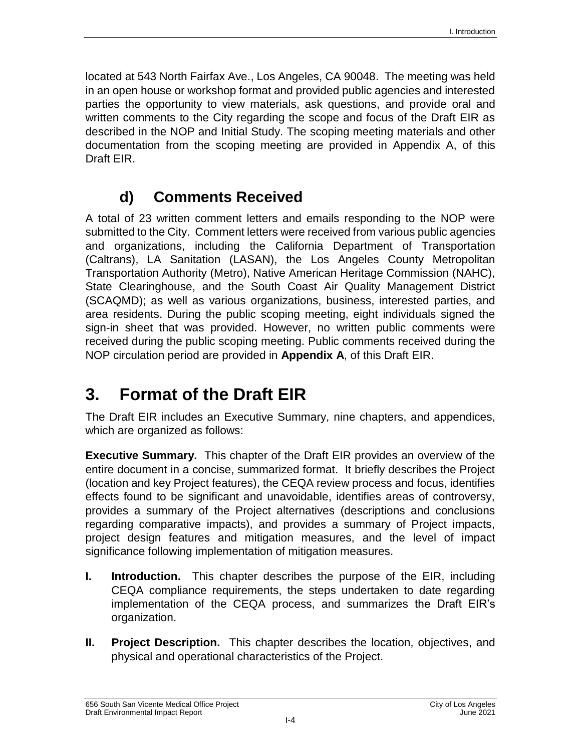located at 543 North Fairfax Ave., Los Angeles, CA 90048. The meeting was held in an open house or workshop format and provided public agencies and interested parties the opportunity to view materials, ask questions, and provide oral and written comments to the City regarding the scope and focus of the Draft EIR as described in the NOP and Initial Study. The scoping meeting materials and other documentation from the scoping meeting are provided in Appendix A, of this Draft EIR.

### d) Comments Received

A total of 23 written comment letters and emails responding to the NOP were submitted to the City. Comment letters were received from various public agencies and organizations, including the California Department of Transportation (Caltrans), LA Sanitation (LASAN), the Los Angeles County Metropolitan Transportation Authority (Metro), Native American Heritage Commission (NAHC), State Clearinghouse, and the South Coast Air Quality Management District (SCAQMD); as well as various organizations, business, interested parties, and area residents. During the public scoping meeting, eight individuals signed the sign-in sheet that was provided. However, no written public comments were received during the public scoping meeting. Public comments received during the NOP circulation period are provided in **Appendix A**, of this Draft EIR.

## 3. Format of the Draft EIR

The Draft EIR includes an Executive Summary, nine chapters, and appendices, which are organized as follows:

**Executive Summary.** This chapter of the Draft EIR provides an overview of the entire document in a concise, summarized format. It briefly describes the Project (location and key Project features), the CEQA review process and focus, identifies effects found to be significant and unavoidable, identifies areas of controversy, provides a summary of the Project alternatives (descriptions and conclusions regarding comparative impacts), and provides a summary of Project impacts, project design features and mitigation measures, and the level of impact significance following implementation of mitigation measures.

**I. Introduction.** This chapter describes the purpose of the EIR, including CEQA compliance requirements, the steps undertaken to date regarding implementation of the CEQA process, and summarizes the Draft EIR's organization.

**II. Project Description.** This chapter describes the location, objectives, and physical and operational characteristics of the Project.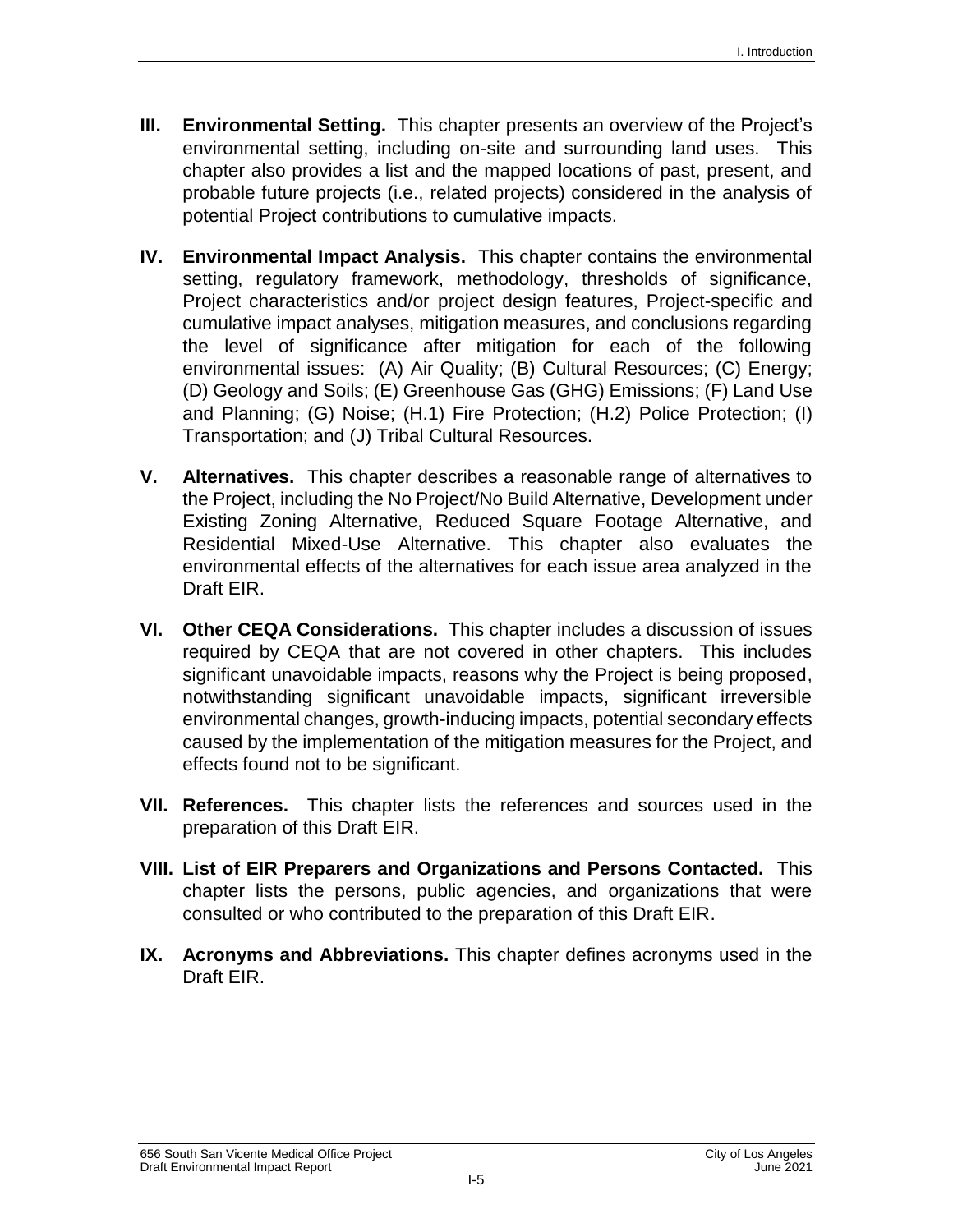**III. Environmental Setting.** This chapter presents an overview of the Project's environmental setting, including on-site and surrounding land uses. This chapter also provides a list and the mapped locations of past, present, and probable future projects (i.e., related projects) considered in the analysis of potential Project contributions to cumulative impacts.

**IV. Environmental Impact Analysis.** This chapter contains the environmental setting, regulatory framework, methodology, thresholds of significance, Project characteristics and/or project design features, Project-specific and cumulative impact analyses, mitigation measures, and conclusions regarding the level of significance after mitigation for each of the following environmental issues: (A) Air Quality; (B) Cultural Resources; (C) Energy; (D) Geology and Soils; (E) Greenhouse Gas (GHG) Emissions; (F) Land Use and Planning; (G) Noise; (H.1) Fire Protection; (H.2) Police Protection; (I) Transportation; and (J) Tribal Cultural Resources.

**V. Alternatives.** This chapter describes a reasonable range of alternatives to the Project, including the No Project/No Build Alternative, Development under Existing Zoning Alternative, Reduced Square Footage Alternative, and Residential Mixed-Use Alternative. This chapter also evaluates the environmental effects of the alternatives for each issue area analyzed in the Draft EIR.

**VI. Other CEQA Considerations.** This chapter includes a discussion of issues required by CEQA that are not covered in other chapters. This includes significant unavoidable impacts, reasons why the Project is being proposed, notwithstanding significant unavoidable impacts, significant irreversible environmental changes, growth-inducing impacts, potential secondary effects caused by the implementation of the mitigation measures for the Project, and effects found not to be significant.

**VII. References.** This chapter lists the references and sources used in the preparation of this Draft EIR.

**VIII. List of EIR Preparers and Organizations and Persons Contacted.** This chapter lists the persons, public agencies, and organizations that were consulted or who contributed to the preparation of this Draft EIR.

**IX. Acronyms and Abbreviations.** This chapter defines acronyms used in the Draft EIR.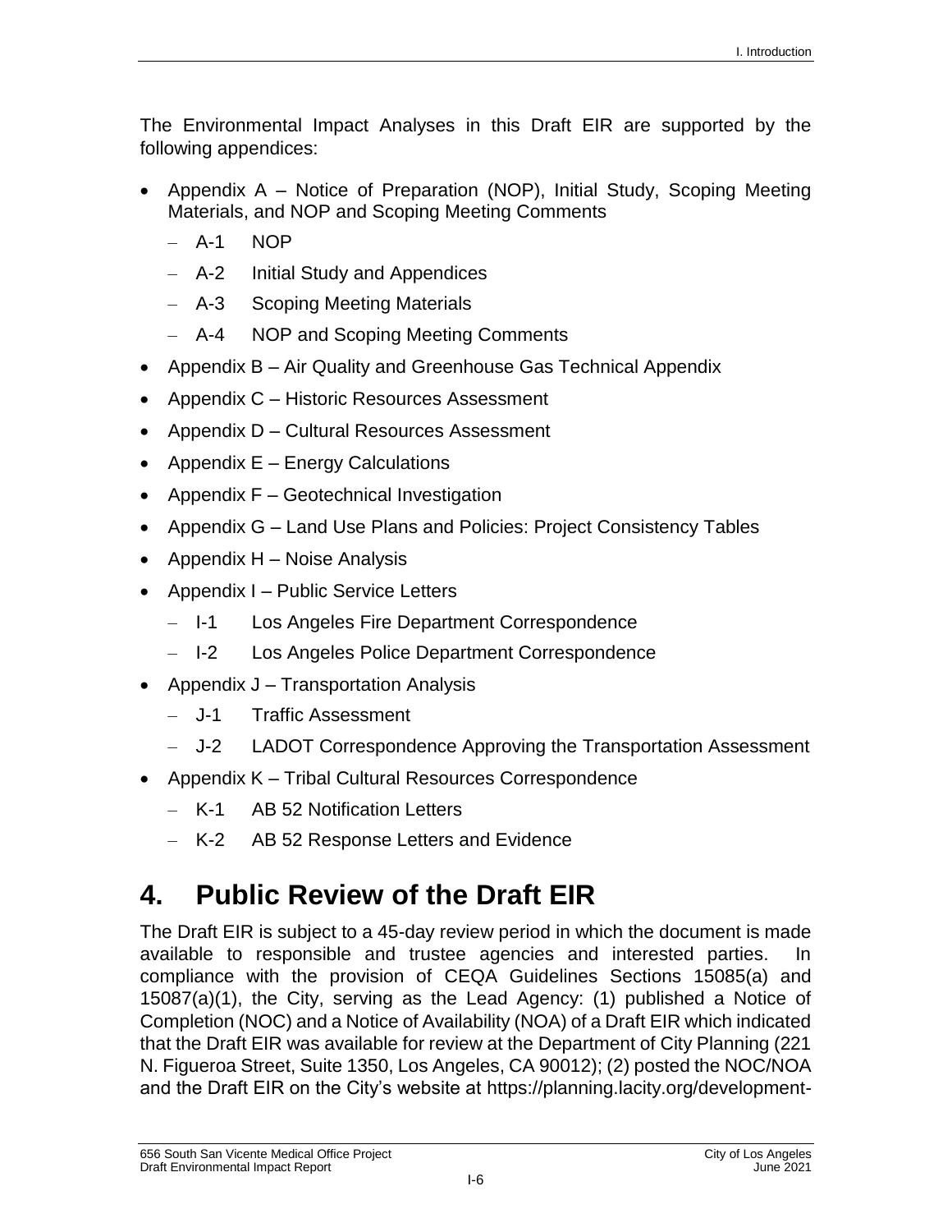The Environmental Impact Analyses in this Draft EIR are supported by the following appendices:

- Appendix A – Notice of Preparation (NOP), Initial Study, Scoping Meeting Materials, and NOP and Scoping Meeting Comments
  - A-1 NOP
  - A-2 Initial Study and Appendices
  - A-3 Scoping Meeting Materials
  - A-4 NOP and Scoping Meeting Comments
- Appendix B – Air Quality and Greenhouse Gas Technical Appendix
- Appendix C – Historic Resources Assessment
- Appendix D – Cultural Resources Assessment
- Appendix E – Energy Calculations
- Appendix F – Geotechnical Investigation
- Appendix G – Land Use Plans and Policies: Project Consistency Tables
- Appendix H – Noise Analysis
- Appendix I – Public Service Letters
  - I-1 Los Angeles Fire Department Correspondence
  - I-2 Los Angeles Police Department Correspondence
- Appendix J – Transportation Analysis
  - J-1 Traffic Assessment
  - J-2 LADOT Correspondence Approving the Transportation Assessment
- Appendix K – Tribal Cultural Resources Correspondence
  - K-1 AB 52 Notification Letters
  - K-2 AB 52 Response Letters and Evidence

# 4. Public Review of the Draft EIR

The Draft EIR is subject to a 45-day review period in which the document is made available to responsible and trustee agencies and interested parties. In compliance with the provision of CEQA Guidelines Sections 15085(a) and 15087(a)(1), the City, serving as the Lead Agency: (1) published a Notice of Completion (NOC) and a Notice of Availability (NOA) of a Draft EIR which indicated that the Draft EIR was available for review at the Department of City Planning (221 N. Figueroa Street, Suite 1350, Los Angeles, CA 90012); (2) posted the NOC/NOA and the Draft EIR on the City's website at https://planning.lacity.org/development-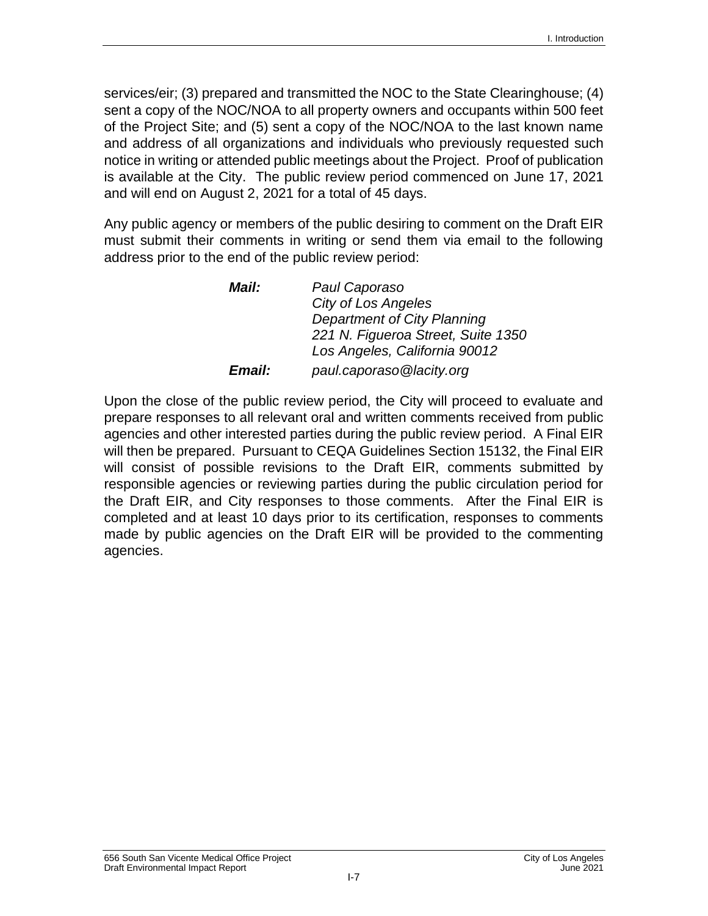services/eir; (3) prepared and transmitted the NOC to the State Clearinghouse; (4) sent a copy of the NOC/NOA to all property owners and occupants within 500 feet of the Project Site; and (5) sent a copy of the NOC/NOA to the last known name and address of all organizations and individuals who previously requested such notice in writing or attended public meetings about the Project. Proof of publication is available at the City. The public review period commenced on June 17, 2021 and will end on August 2, 2021 for a total of 45 days.

Any public agency or members of the public desiring to comment on the Draft EIR must submit their comments in writing or send them via email to the following address prior to the end of the public review period:

***Mail:*** *Paul Caporaso*
*City of Los Angeles*
*Department of City Planning*
*221 N. Figueroa Street, Suite 1350*
*Los Angeles, California 90012*

***Email:*** *paul.caporaso@lacity.org*

Upon the close of the public review period, the City will proceed to evaluate and prepare responses to all relevant oral and written comments received from public agencies and other interested parties during the public review period. A Final EIR will then be prepared. Pursuant to CEQA Guidelines Section 15132, the Final EIR will consist of possible revisions to the Draft EIR, comments submitted by responsible agencies or reviewing parties during the public circulation period for the Draft EIR, and City responses to those comments. After the Final EIR is completed and at least 10 days prior to its certification, responses to comments made by public agencies on the Draft EIR will be provided to the commenting agencies.